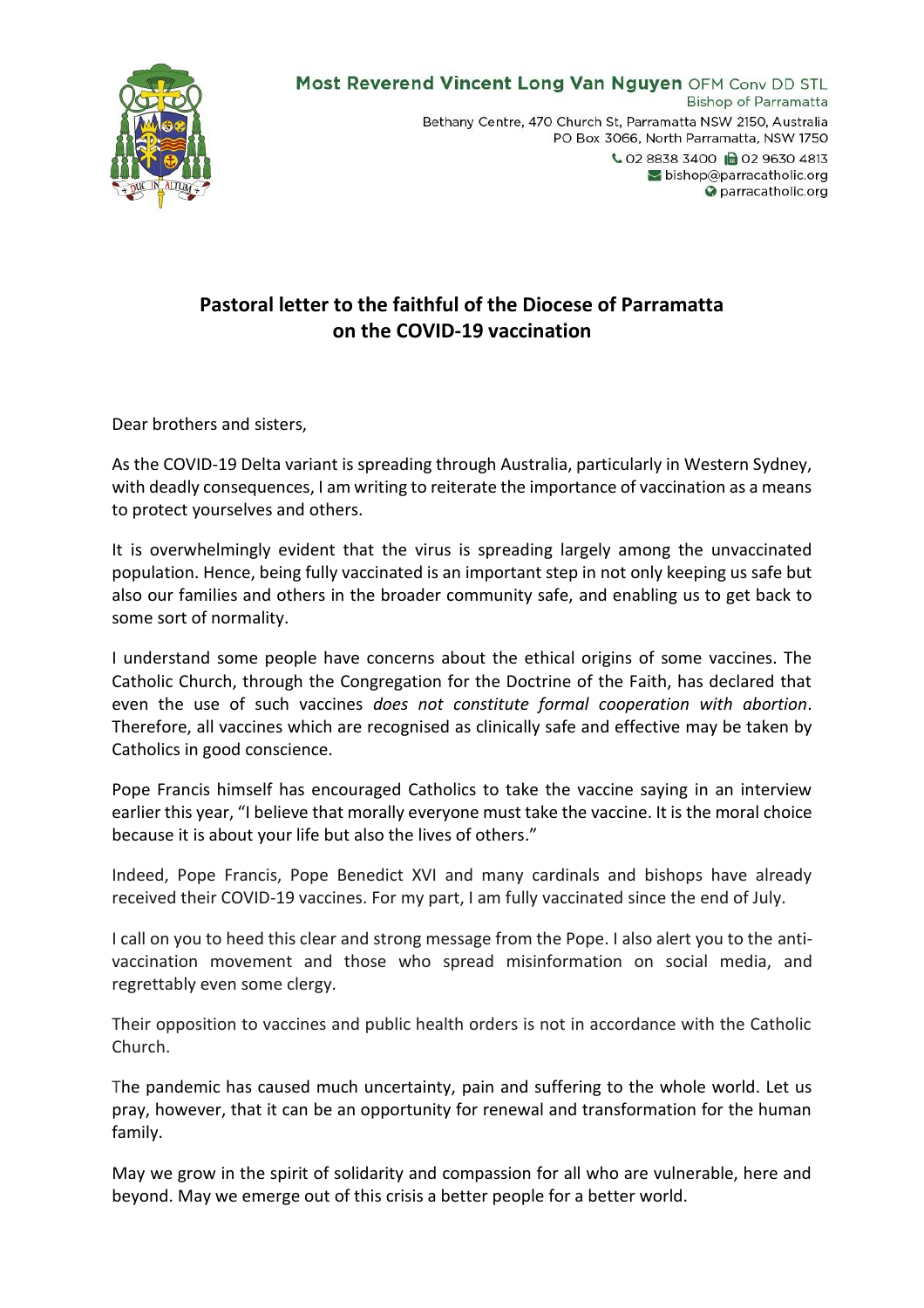**Most Reverend Vincent Long Van Nguyen** OFM Conv DD STL
Bishop of Parramatta
Bethany Centre, 470 Church St, Parramatta NSW 2150, Australia
PO Box 3066, North Parramatta, NSW 1750
02 8838 3400 02 9630 4813
bishop@parracatholic.org
parracatholic.org

# Pastoral letter to the faithful of the Diocese of Parramatta on the COVID-19 vaccination

Dear brothers and sisters,

As the COVID-19 Delta variant is spreading through Australia, particularly in Western Sydney, with deadly consequences, I am writing to reiterate the importance of vaccination as a means to protect yourselves and others.

It is overwhelmingly evident that the virus is spreading largely among the unvaccinated population. Hence, being fully vaccinated is an important step in not only keeping us safe but also our families and others in the broader community safe, and enabling us to get back to some sort of normality.

I understand some people have concerns about the ethical origins of some vaccines. The Catholic Church, through the Congregation for the Doctrine of the Faith, has declared that even the use of such vaccines *does not constitute formal cooperation with abortion*. Therefore, all vaccines which are recognised as clinically safe and effective may be taken by Catholics in good conscience.

Pope Francis himself has encouraged Catholics to take the vaccine saying in an interview earlier this year, "I believe that morally everyone must take the vaccine. It is the moral choice because it is about your life but also the lives of others."

Indeed, Pope Francis, Pope Benedict XVI and many cardinals and bishops have already received their COVID-19 vaccines. For my part, I am fully vaccinated since the end of July.

I call on you to heed this clear and strong message from the Pope. I also alert you to the anti-vaccination movement and those who spread misinformation on social media, and regrettably even some clergy.

Their opposition to vaccines and public health orders is not in accordance with the Catholic Church.

The pandemic has caused much uncertainty, pain and suffering to the whole world. Let us pray, however, that it can be an opportunity for renewal and transformation for the human family.

May we grow in the spirit of solidarity and compassion for all who are vulnerable, here and beyond. May we emerge out of this crisis a better people for a better world.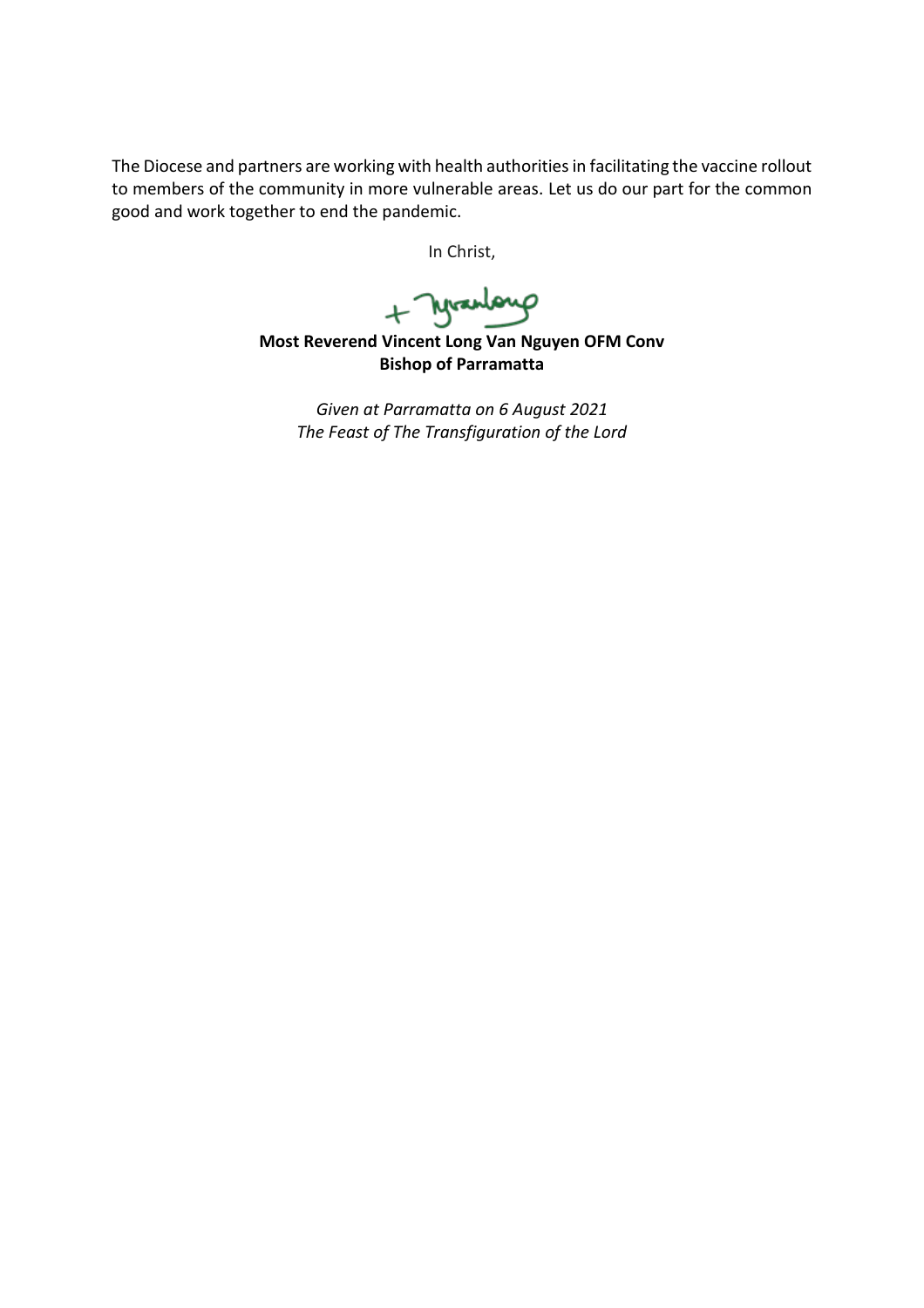The Diocese and partners are working with health authorities in facilitating the vaccine rollout to members of the community in more vulnerable areas. Let us do our part for the common good and work together to end the pandemic.

In Christ,

**Most Reverend Vincent Long Van Nguyen OFM Conv**
**Bishop of Parramatta**

*Given at Parramatta on 6 August 2021*
*The Feast of The Transfiguration of the Lord*